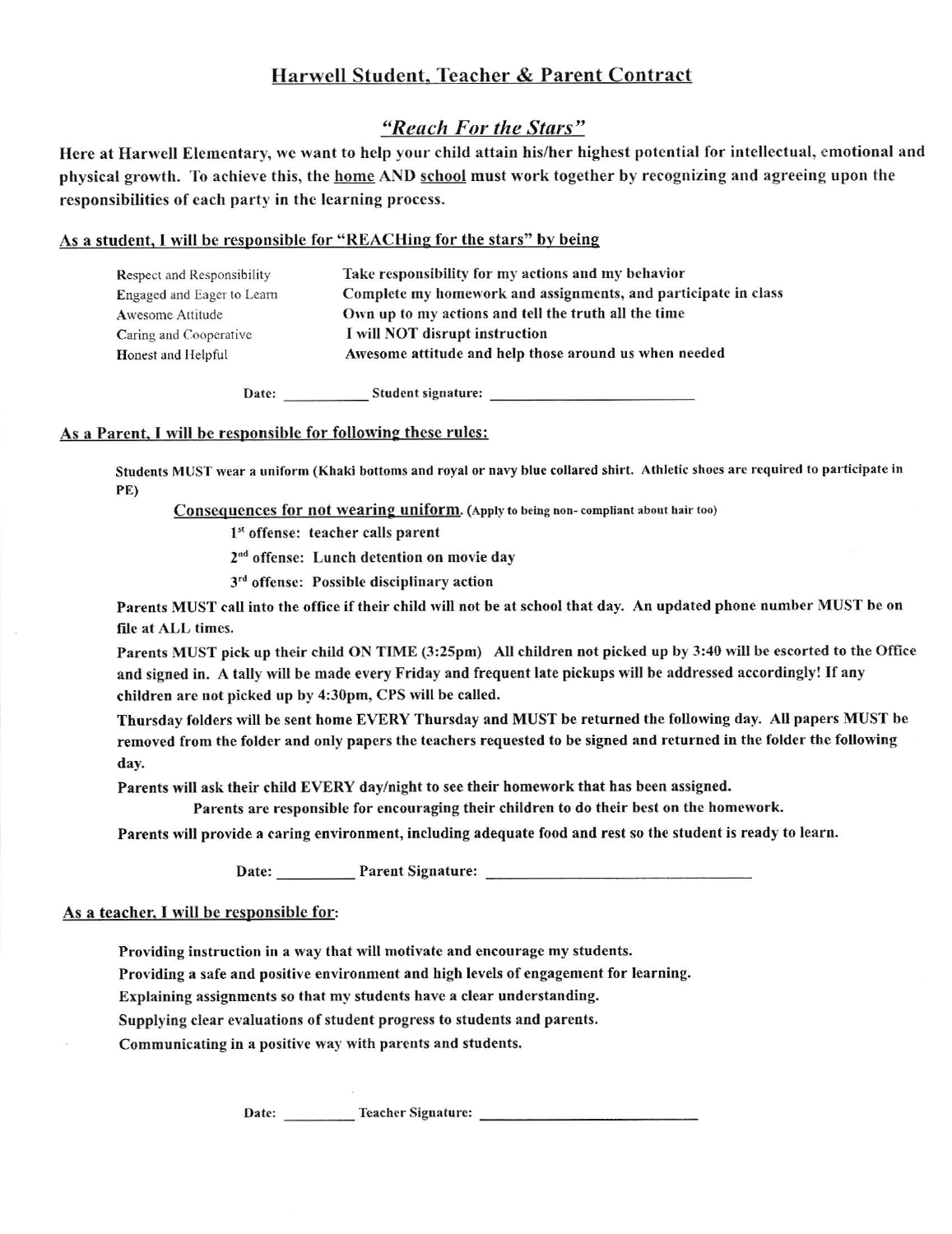## Harwell Student, Teacher & Parent Contract

### *"Reach For the Stars"*

**Here at Harwell Elementary, we want to help your child attain his/her highest potential for intellectual, emotional and physical growth. To achieve this, the home AND school must work together by recognizing and agreeing upon the responsibilities of each party in the learning process.**

### As a student, I will be responsible for "REACHing for the stars" by being

| | |
|---|---|
| Respect and Responsibility | **Take responsibility for my actions and my behavior** |
| Engaged and Eager to Learn | **Complete my homework and assignments, and participate in class** |
| Awesome Attitude | **Own up to my actions and tell the truth all the time** |
| Caring and Cooperative | **I will NOT disrupt instruction** |
| Honest and Helpful | **Awesome attitude and help those around us when needed** |

**Date:** ___________ **Student signature:** ___________________________

### As a Parent, I will be responsible for following these rules:

**Students MUST wear a uniform (Khaki bottoms and royal or navy blue collared shirt. Athletic shoes are required to participate in PE)**

**Consequences for not wearing uniform.** (Apply to being non- compliant about hair too)

- **1st offense: teacher calls parent**
- **2nd offense: Lunch detention on movie day**
- **3rd offense: Possible disciplinary action**

**Parents MUST call into the office if their child will not be at school that day. An updated phone number MUST be on file at ALL times.**

**Parents MUST pick up their child ON TIME (3:25pm) All children not picked up by 3:40 will be escorted to the Office and signed in. A tally will be made every Friday and frequent late pickups will be addressed accordingly! If any children are not picked up by 4:30pm, CPS will be called.**

**Thursday folders will be sent home EVERY Thursday and MUST be returned the following day. All papers MUST be removed from the folder and only papers the teachers requested to be signed and returned in the folder the following day.**

**Parents will ask their child EVERY day/night to see their homework that has been assigned.**

**Parents are responsible for encouraging their children to do their best on the homework.**

**Parents will provide a caring environment, including adequate food and rest so the student is ready to learn.**

**Date:** __________ **Parent Signature:** _________________________________

### As a teacher, I will be responsible for:

**Providing instruction in a way that will motivate and encourage my students.**
**Providing a safe and positive environment and high levels of engagement for learning.**
**Explaining assignments so that my students have a clear understanding.**
**Supplying clear evaluations of student progress to students and parents.**
**Communicating in a positive way with parents and students.**

**Date:** __________ **Teacher Signature:** ____________________________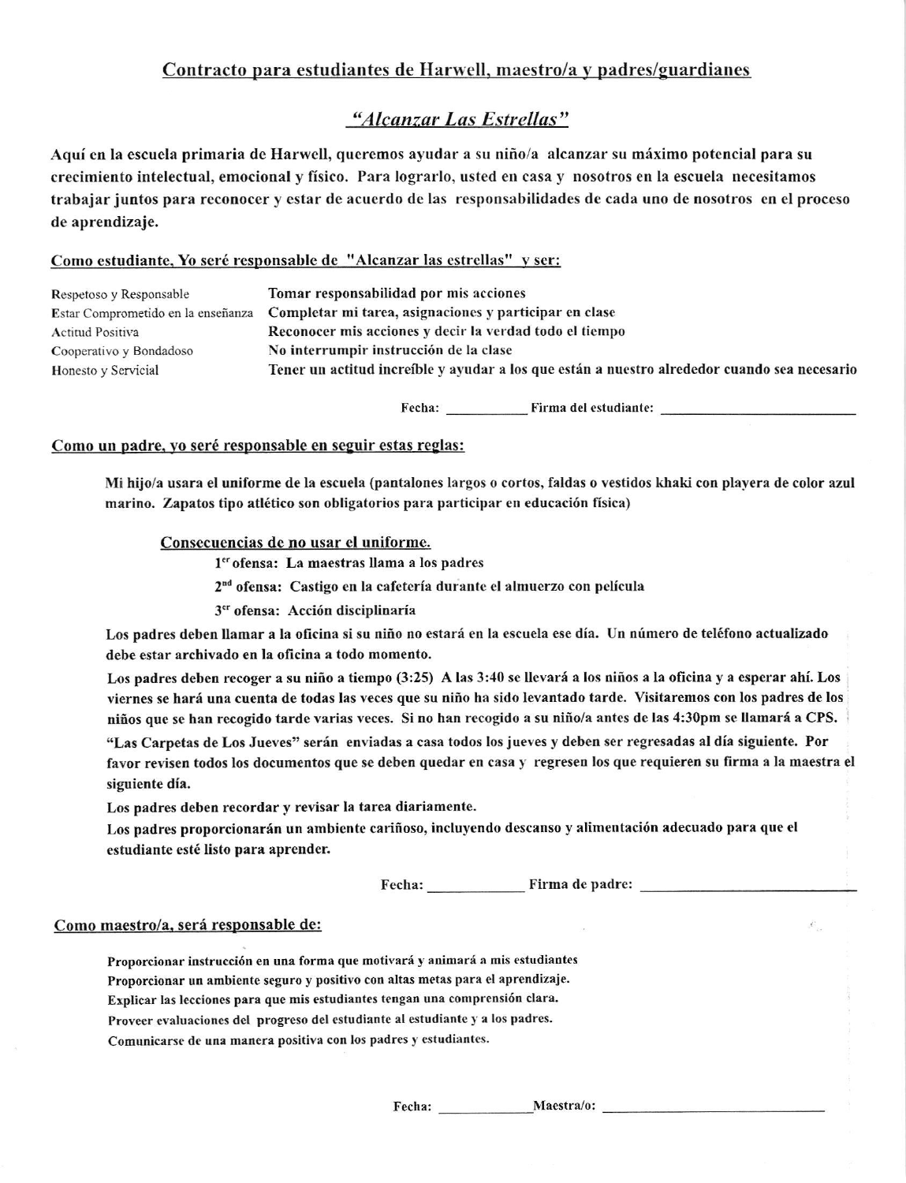## Contracto para estudiantes de Harwell, maestro/a y padres/guardianes

### *"Alcanzar Las Estrellas"*

**Aquí en la escuela primaria de Harwell, queremos ayudar a su niño/a alcanzar su máximo potencial para su crecimiento intelectual, emocional y físico. Para lograrlo, usted en casa y nosotros en la escuela necesitamos trabajar juntos para reconocer y estar de acuerdo de las responsabilidades de cada uno de nosotros en el proceso de aprendizaje.**

### Como estudiante, Yo seré responsable de "Alcanzar las estrellas" y ser:

| | |
|---|---|
| Respetoso y Responsable | **Tomar responsabilidad por mis acciones** |
| Estar Comprometido en la enseñanza | **Completar mi tarea, asignaciones y participar en clase** |
| Actitud Positiva | **Reconocer mis acciones y decir la verdad todo el tiempo** |
| Cooperativo y Bondadoso | **No interrumpir instrucción de la clase** |
| Honesto y Servicial | **Tener un actitud increíble y ayudar a los que están a nuestro alrededor cuando sea necesario** |

**Fecha: ___________ Firma del estudiante: ___________________________**

### Como un padre, yo seré responsable en seguir estas reglas:

**Mi hijo/a usara el uniforme de la escuela (pantalones largos o cortos, faldas o vestidos khaki con playera de color azul marino. Zapatos tipo atlético son obligatorios para participar en educación física)**

#### Consecuencias de no usar el uniforme.

**1er ofensa: La maestras llama a los padres**

**2nd ofensa: Castigo en la cafetería durante el almuerzo con película**

**3er ofensa: Acción disciplinaría**

**Los padres deben llamar a la oficina si su niño no estará en la escuela ese día. Un número de teléfono actualizado debe estar archivado en la oficina a todo momento.**

**Los padres deben recoger a su niño a tiempo (3:25) A las 3:40 se llevará a los niños a la oficina y a esperar ahí. Los viernes se hará una cuenta de todas las veces que su niño ha sido levantado tarde. Visitaremos con los padres de los niños que se han recogido tarde varias veces. Si no han recogido a su niño/a antes de las 4:30pm se llamará a CPS.**

**"Las Carpetas de Los Jueves" serán enviadas a casa todos los jueves y deben ser regresadas al día siguiente. Por favor revisen todos los documentos que se deben quedar en casa y regresen los que requieren su firma a la maestra el siguiente día.**

**Los padres deben recordar y revisar la tarea diariamente.**

**Los padres proporcionarán un ambiente cariñoso, incluyendo descanso y alimentación adecuado para que el estudiante esté listo para aprender.**

**Fecha: ___________ Firma de padre: ___________________________**

### Como maestro/a, será responsable de:

**Proporcionar instrucción en una forma que motivará y animará a mis estudiantes**
**Proporcionar un ambiente seguro y positivo con altas metas para el aprendizaje.**
**Explicar las lecciones para que mis estudiantes tengan una comprensión clara.**
**Proveer evaluaciones del progreso del estudiante al estudiante y a los padres.**
**Comunicarse de una manera positiva con los padres y estudiantes.**

**Fecha: ___________ Maestra/o: ___________________________**